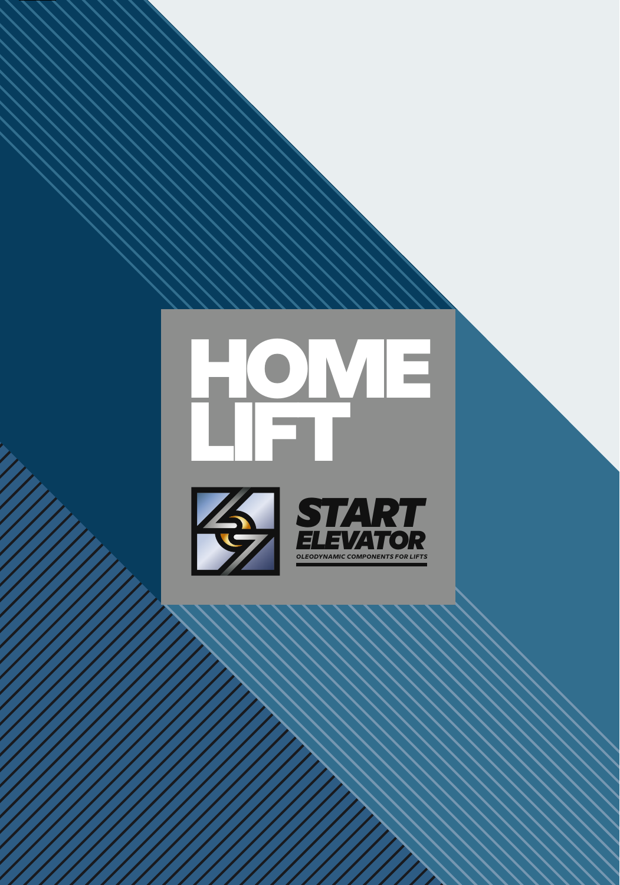# HOME LIFT

**START ELEVATOR**

OLEODYNAMIC COMPONENTS FOR LIFTS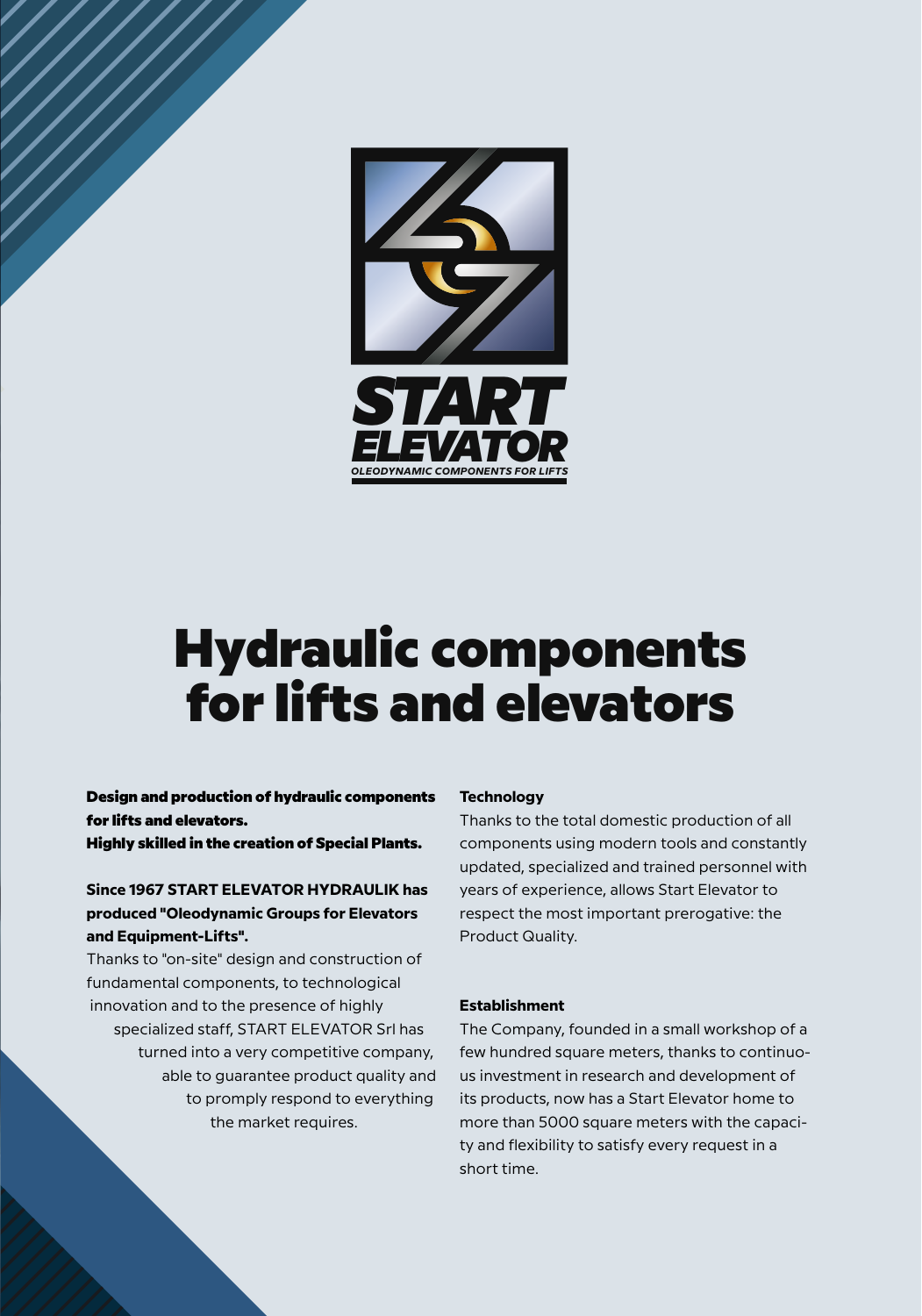START ELEVATOR

*OLEODYNAMIC COMPONENTS FOR LIFTS*

# Hydraulic components for lifts and elevators

**Design and production of hydraulic components for lifts and elevators.**
**Highly skilled in the creation of Special Plants.**

**Since 1967 START ELEVATOR HYDRAULIK has produced "Oleodynamic Groups for Elevators and Equipment-Lifts".**
Thanks to "on-site" design and construction of fundamental components, to technological innovation and to the presence of highly specialized staff, START ELEVATOR Srl has turned into a very competitive company, able to guarantee product quality and to promply respond to everything the market requires.

**Technology**

Thanks to the total domestic production of all components using modern tools and constantly updated, specialized and trained personnel with years of experience, allows Start Elevator to respect the most important prerogative: the Product Quality.

**Establishment**

The Company, founded in a small workshop of a few hundred square meters, thanks to continuous investment in research and development of its products, now has a Start Elevator home to more than 5000 square meters with the capacity and flexibility to satisfy every request in a short time.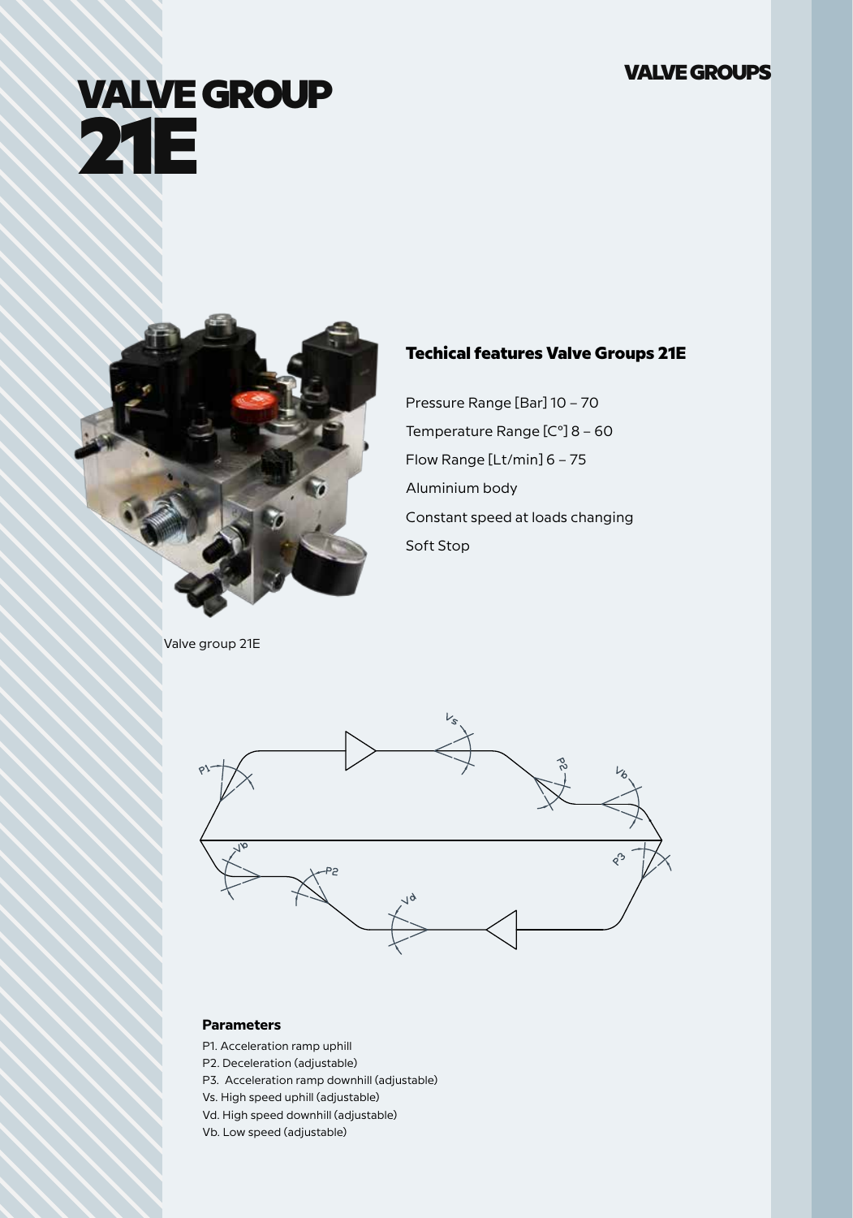# VALVE GROUP 21E

Valve group 21E

## Techical features Valve Groups 21E

Pressure Range [Bar] 10 – 70

Temperature Range [C°] 8 – 60

Flow Range [Lt/min] 6 – 75

Aluminium body

Constant speed at loads changing

Soft Stop

### Parameters

P1. Acceleration ramp uphill

P2. Deceleration (adjustable)

P3. Acceleration ramp downhill (adjustable)

Vs. High speed uphill (adjustable)

Vd. High speed downhill (adjustable)

Vb. Low speed (adjustable)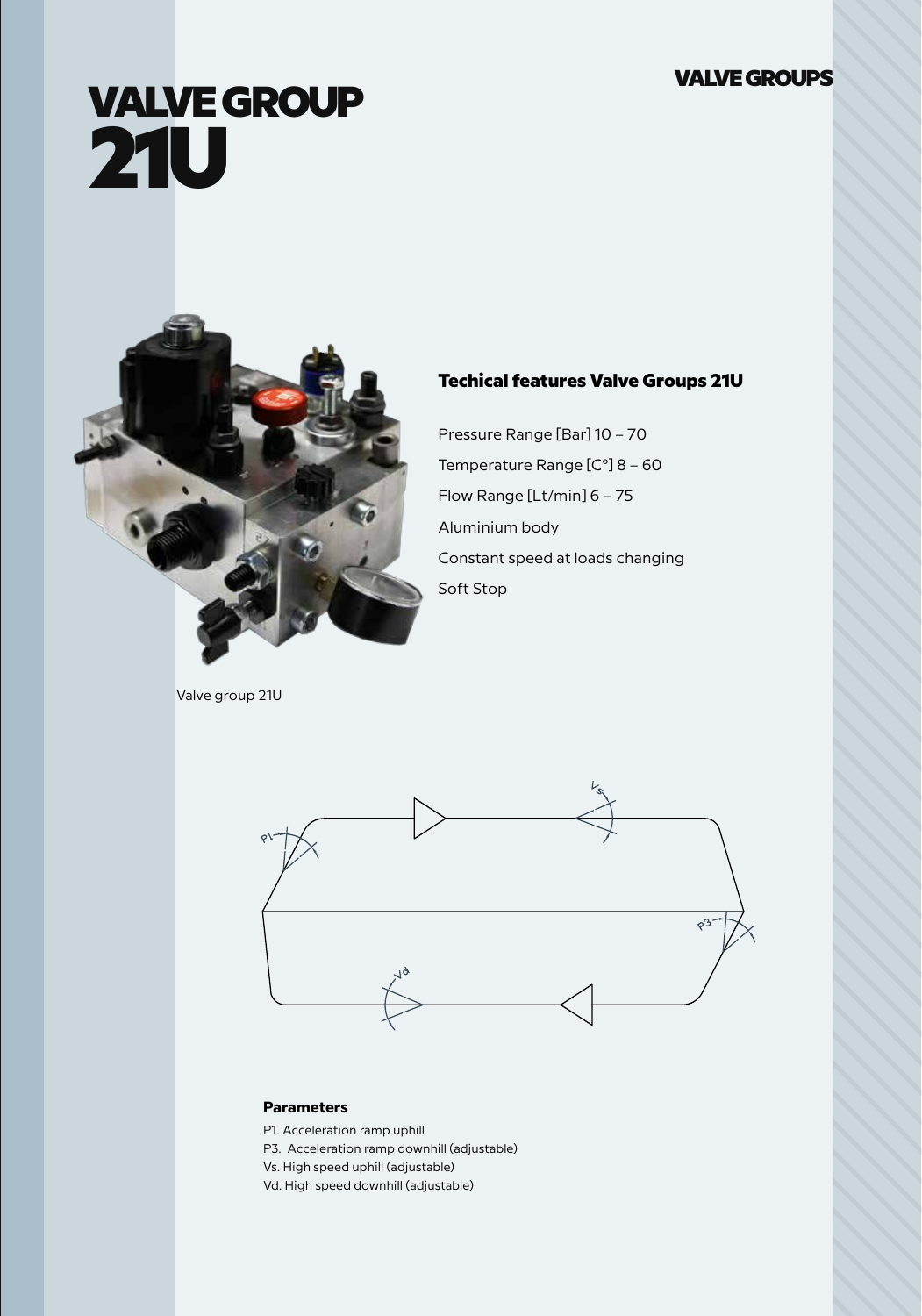# VALVE GROUP 21U

Valve group 21U

## Techical features Valve Groups 21U

Pressure Range [Bar] 10 – 70

Temperature Range [C°] 8 – 60

Flow Range [Lt/min] 6 – 75

Aluminium body

Constant speed at loads changing

Soft Stop

### Parameters

P1. Acceleration ramp uphill

P3. Acceleration ramp downhill (adjustable)

Vs. High speed uphill (adjustable)

Vd. High speed downhill (adjustable)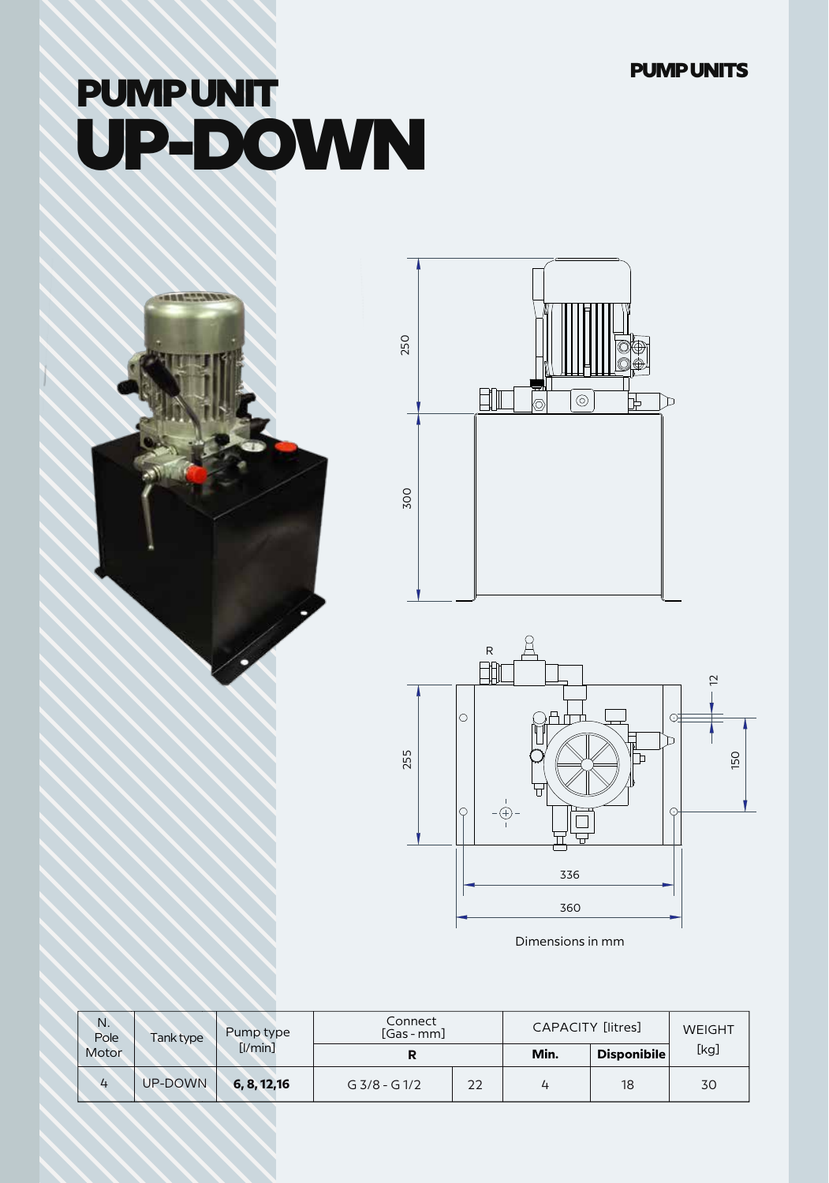# PUMP UNIT UP-DOWN

Dimensions in mm

| N. Pole Motor | Tank type | Pump type [l/min] | Connect [Gas - mm] | | CAPACITY [litres] | | WEIGHT [kg] |
|---|---|---|---|---|---|---|---|
| | | | R | | Min. | Disponibile | |
| 4 | UP-DOWN | **6, 8, 12,16** | G 3/8 - G 1/2 | 22 | 4 | 18 | 30 |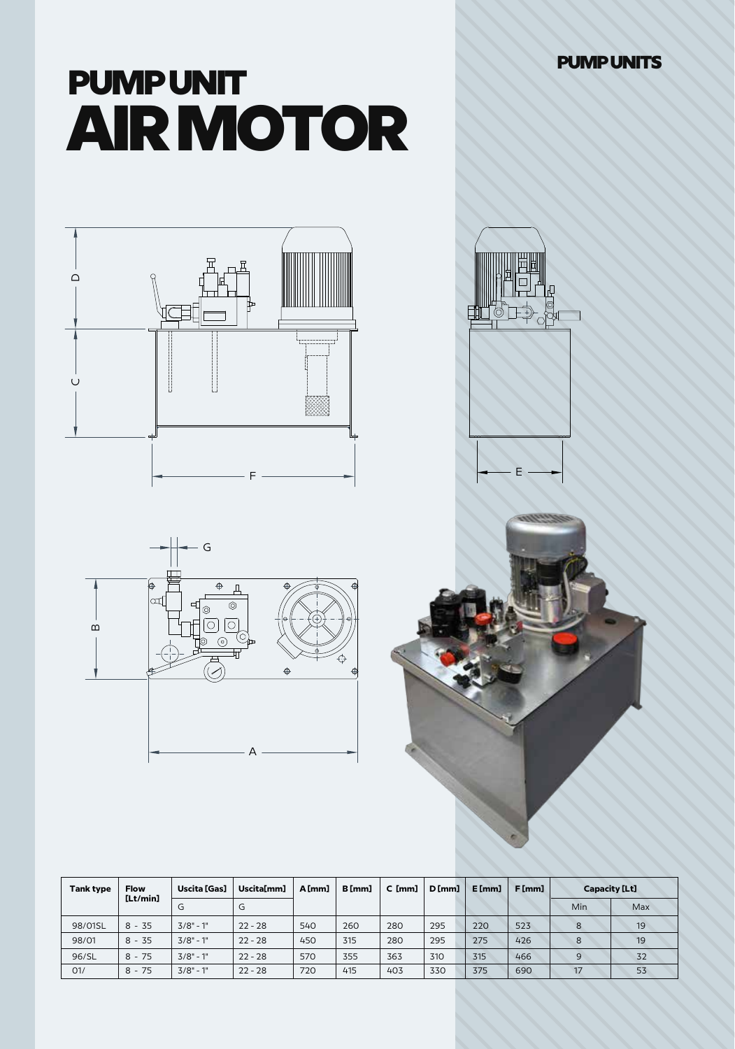# PUMP UNIT
# AIR MOTOR

| Tank type | Flow [Lt/min] | Uscita [Gas] | Uscita[mm] | A [mm] | B [mm] | C [mm] | D [mm] | E [mm] | F [mm] | Capacity [Lt] | |
|---|---|---|---|---|---|---|---|---|---|---|---|
| | | G | G | | | | | | | Min | Max |
| 98/01SL | 8 - 35 | 3/8" - 1" | 22 - 28 | 540 | 260 | 280 | 295 | 220 | 523 | 8 | 19 |
| 98/01 | 8 - 35 | 3/8" - 1" | 22 - 28 | 450 | 315 | 280 | 295 | 275 | 426 | 8 | 19 |
| 96/SL | 8 - 75 | 3/8" - 1" | 22 - 28 | 570 | 355 | 363 | 310 | 315 | 466 | 9 | 32 |
| 01/ | 8 - 75 | 3/8" - 1" | 22 - 28 | 720 | 415 | 403 | 330 | 375 | 690 | 17 | 53 |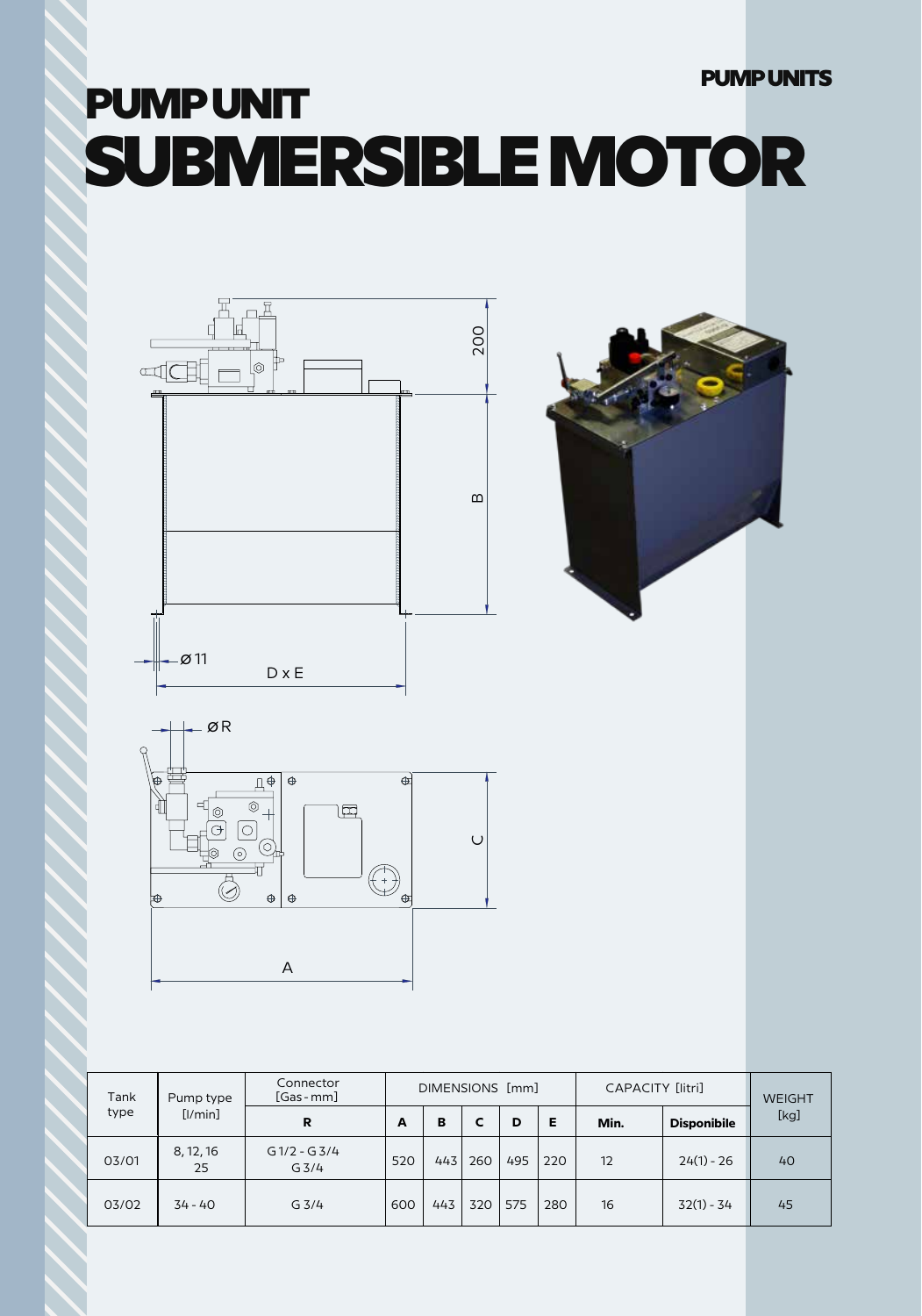# PUMP UNIT
# SUBMERSIBLE MOTOR

| Tank type | Pump type [l/min] | Connector [Gas - mm] | DIMENSIONS [mm] | | | | | CAPACITY [litri] | | WEIGHT [kg] |
|---|---|---|---|---|---|---|---|---|---|---|
| | | R | A | B | C | D | E | Min. | Disponibile | |
| 03/01 | 8, 12, 16 25 | G 1/2 - G 3/4 G 3/4 | 520 | 443 | 260 | 495 | 220 | 12 | 24(1) - 26 | 40 |
| 03/02 | 34 - 40 | G 3/4 | 600 | 443 | 320 | 575 | 280 | 16 | 32(1) - 34 | 45 |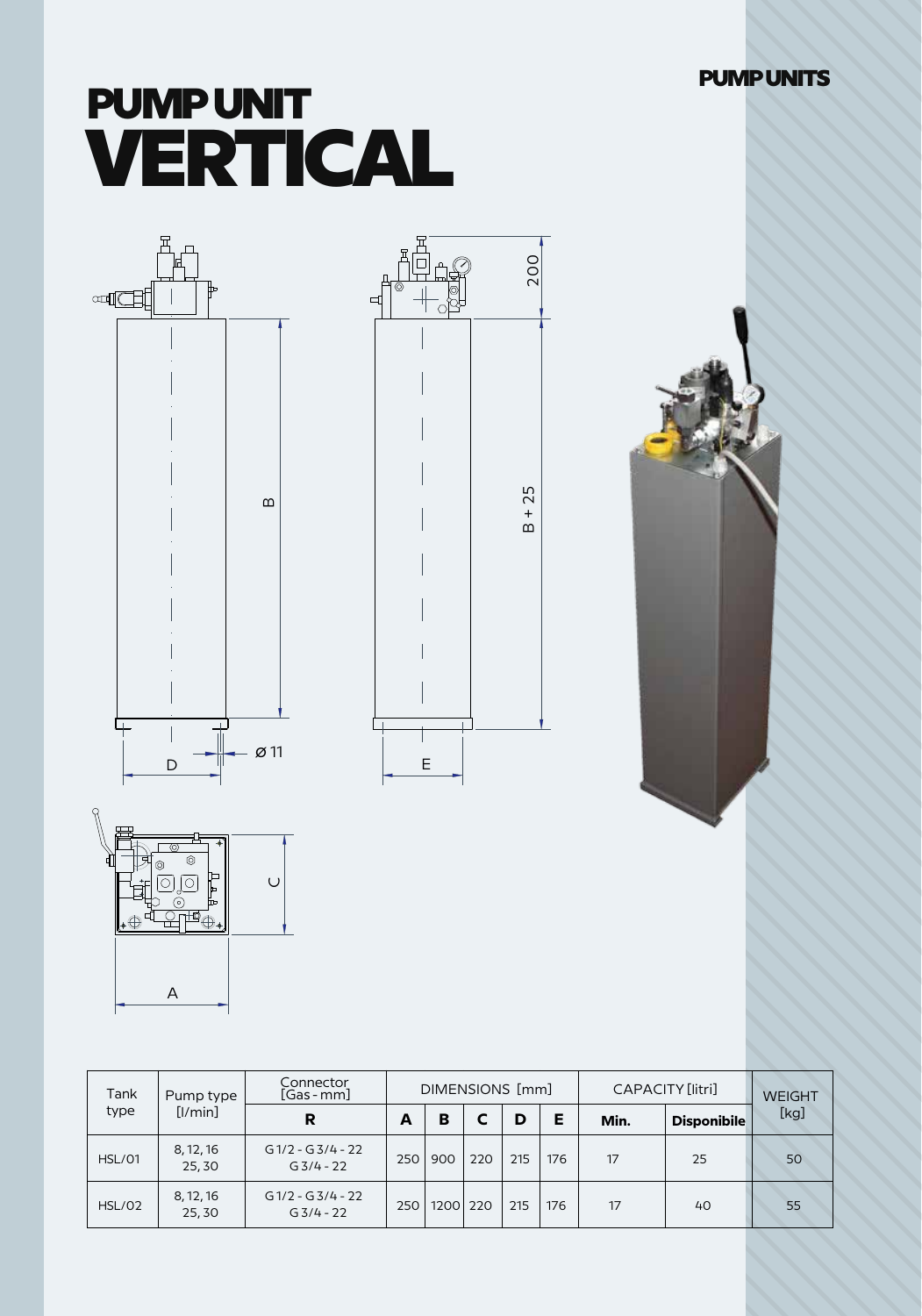# PUMP UNIT VERTICAL

| Tank type | Pump type [l/min] | Connector [Gas - mm] | DIMENSIONS [mm] | | | | | CAPACITY [litri] | | WEIGHT [kg] |
|---|---|---|---|---|---|---|---|---|---|---|
| | | R | A | B | C | D | E | Min. | Disponibile | |
| HSL/01 | 8, 12, 16 25, 30 | G 1/2 - G 3/4 - 22 G 3/4 - 22 | 250 | 900 | 220 | 215 | 176 | 17 | 25 | 50 |
| HSL/02 | 8, 12, 16 25, 30 | G 1/2 - G 3/4 - 22 G 3/4 - 22 | 250 | 1200 | 220 | 215 | 176 | 17 | 40 | 55 |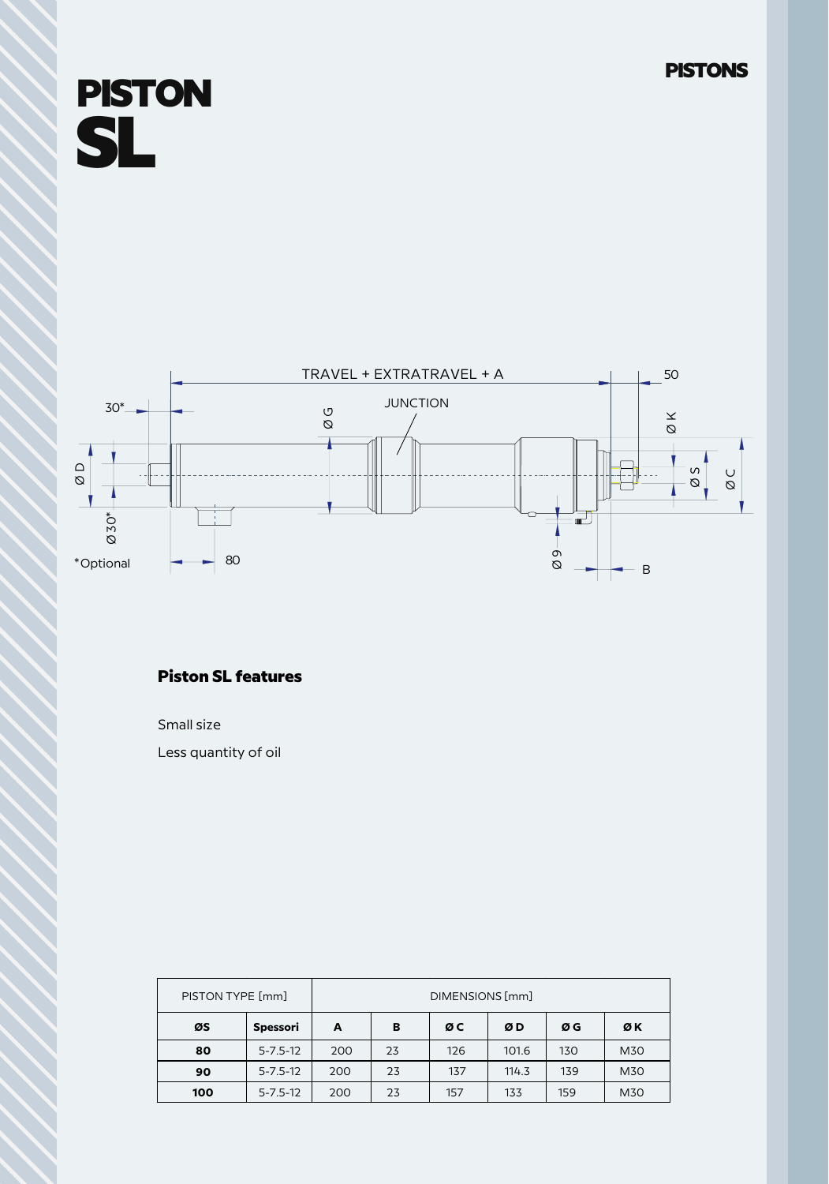# PISTON SL

TRAVEL + EXTRATRAVEL + A

JUNCTION

*Optional

## Piston SL features

Small size

Less quantity of oil

| PISTON TYPE [mm] | | DIMENSIONS [mm] | | | | | |
|---|---|---|---|---|---|---|---|
| **ØS** | **Spessori** | **A** | **B** | **Ø C** | **Ø D** | **Ø G** | **Ø K** |
| **80** | 5-7.5-12 | 200 | 23 | 126 | 101.6 | 130 | M30 |
| **90** | 5-7.5-12 | 200 | 23 | 137 | 114.3 | 139 | M30 |
| **100** | 5-7.5-12 | 200 | 23 | 157 | 133 | 159 | M30 |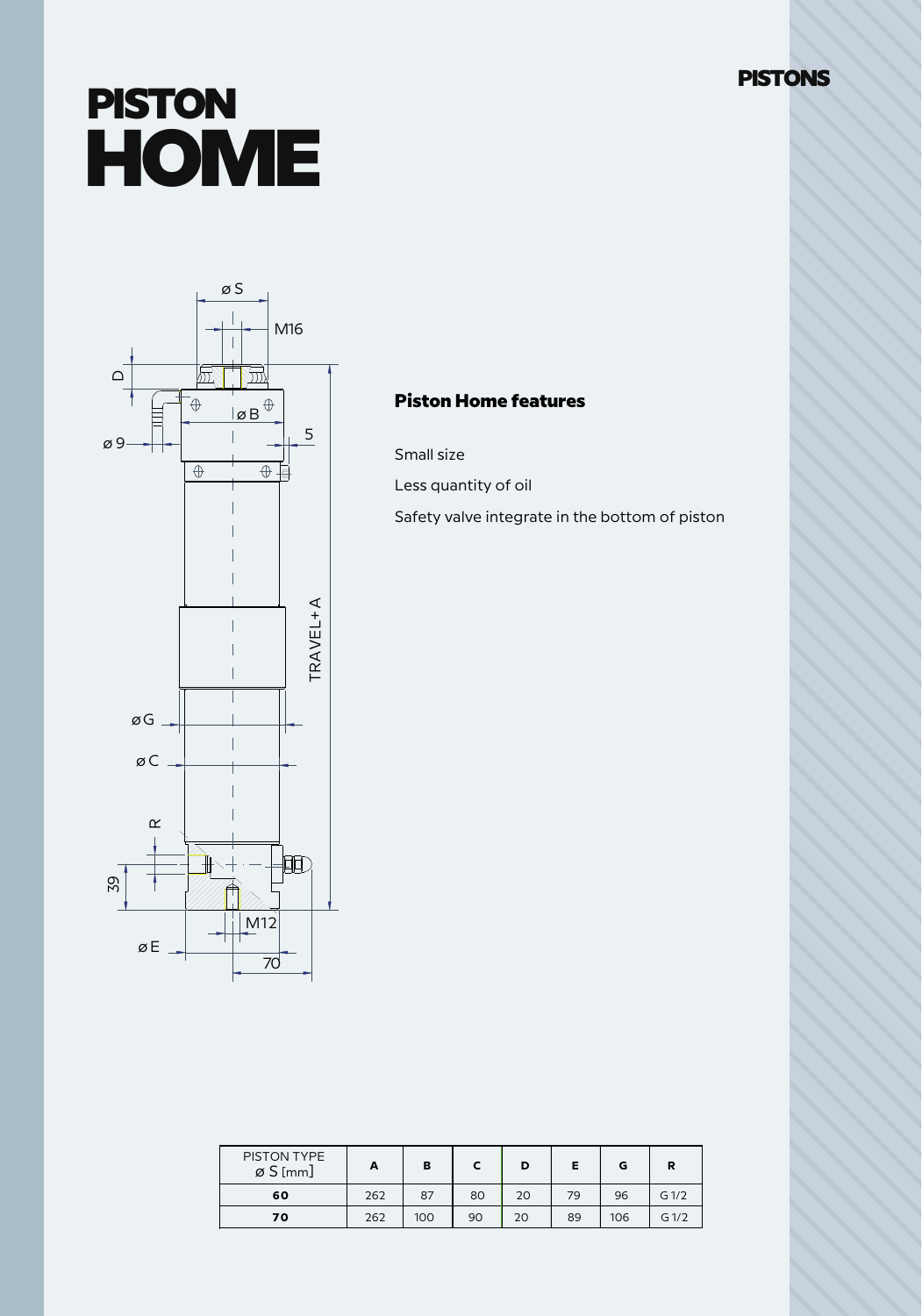# PISTON HOME

## Piston Home features

Small size

Less quantity of oil

Safety valve integrate in the bottom of piston

| PISTON TYPE ø S [mm] | A | B | C | D | E | G | R |
|---|---|---|---|---|---|---|---|
| **60** | 262 | 87 | 80 | 20 | 79 | 96 | G 1/2 |
| **70** | 262 | 100 | 90 | 20 | 89 | 106 | G 1/2 |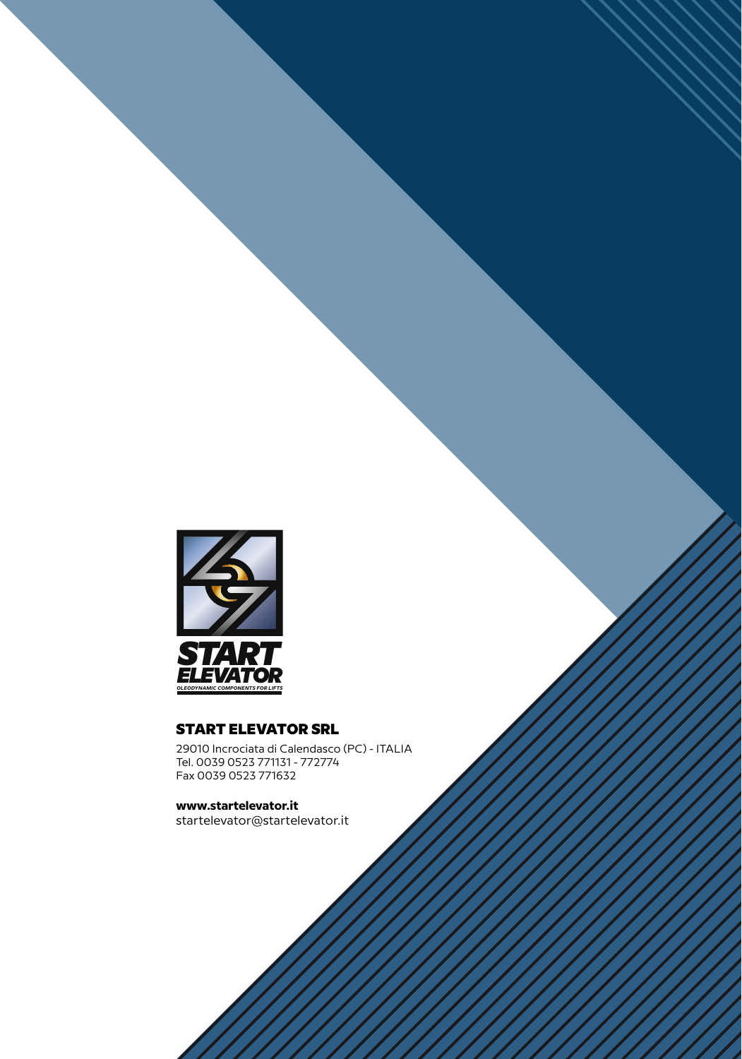START
ELEVATOR
OLEODYNAMIC COMPONENTS FOR LIFTS

## START ELEVATOR SRL

29010 Incrociata di Calendasco (PC) - ITALIA
Tel. 0039 0523 771131 - 772774
Fax 0039 0523 771632

**www.startelevator.it**
startelevator@startelevator.it